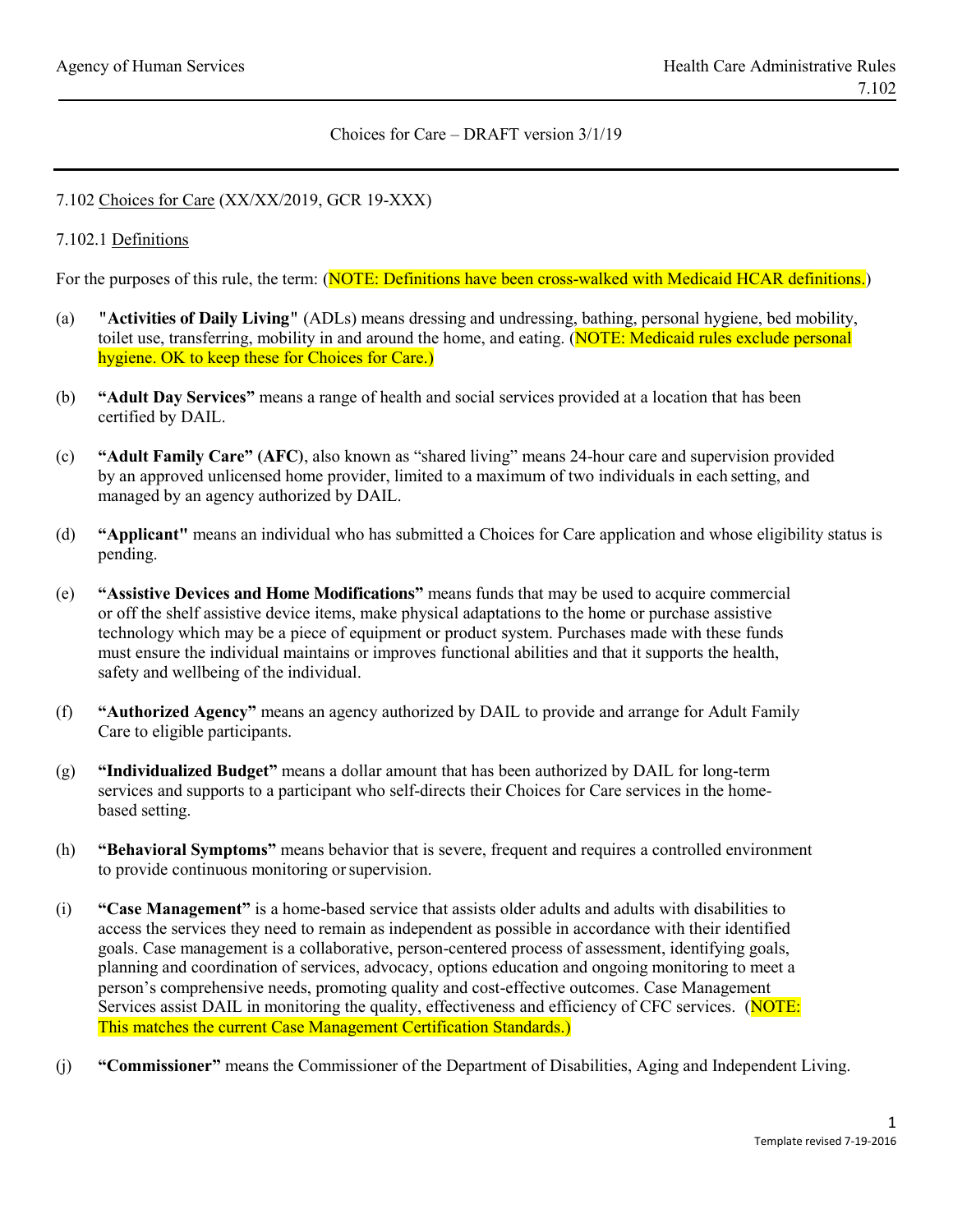Choices for Care – DRAFT version 3/1/19

7.102 Choices for Care (XX/XX/2019, GCR 19-XXX)

7.102.1 Definitions

For the purposes of this rule, the term: (NOTE: Definitions have been cross-walked with Medicaid HCAR definitions.)

(a) "**Activities of Daily Living**" (ADLs) means dressing and undressing, bathing, personal hygiene, bed mobility, toilet use, transferring, mobility in and around the home, and eating. (NOTE: Medicaid rules exclude personal hygiene. OK to keep these for Choices for Care.)

(b) **"Adult Day Services"** means a range of health and social services provided at a location that has been certified by DAIL.

(c) **"Adult Family Care" (AFC)**, also known as "shared living" means 24-hour care and supervision provided by an approved unlicensed home provider, limited to a maximum of two individuals in each setting, and managed by an agency authorized by DAIL.

(d) **"Applicant"** means an individual who has submitted a Choices for Care application and whose eligibility status is pending.

(e) **"Assistive Devices and Home Modifications"** means funds that may be used to acquire commercial or off the shelf assistive device items, make physical adaptations to the home or purchase assistive technology which may be a piece of equipment or product system. Purchases made with these funds must ensure the individual maintains or improves functional abilities and that it supports the health, safety and wellbeing of the individual.

(f) **"Authorized Agency"** means an agency authorized by DAIL to provide and arrange for Adult Family Care to eligible participants.

(g) **"Individualized Budget"** means a dollar amount that has been authorized by DAIL for long-term services and supports to a participant who self-directs their Choices for Care services in the home-based setting.

(h) **"Behavioral Symptoms"** means behavior that is severe, frequent and requires a controlled environment to provide continuous monitoring or supervision.

(i) **"Case Management"** is a home-based service that assists older adults and adults with disabilities to access the services they need to remain as independent as possible in accordance with their identified goals. Case management is a collaborative, person-centered process of assessment, identifying goals, planning and coordination of services, advocacy, options education and ongoing monitoring to meet a person's comprehensive needs, promoting quality and cost-effective outcomes. Case Management Services assist DAIL in monitoring the quality, effectiveness and efficiency of CFC services. (NOTE: This matches the current Case Management Certification Standards.)

(j) **"Commissioner"** means the Commissioner of the Department of Disabilities, Aging and Independent Living.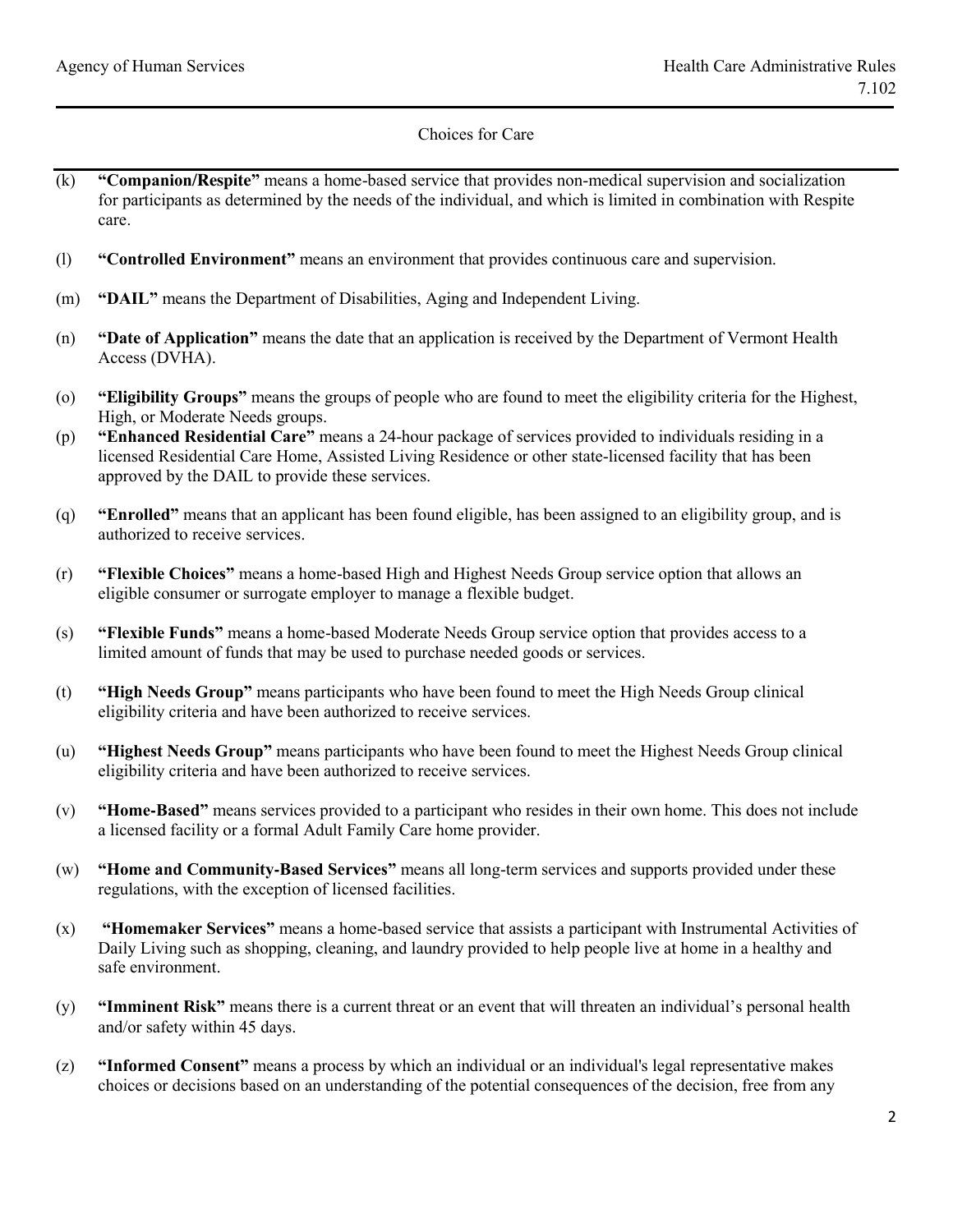(k) **"Companion/Respite"** means a home-based service that provides non-medical supervision and socialization for participants as determined by the needs of the individual, and which is limited in combination with Respite care.

(l) **"Controlled Environment"** means an environment that provides continuous care and supervision.

(m) **"DAIL"** means the Department of Disabilities, Aging and Independent Living.

(n) **"Date of Application"** means the date that an application is received by the Department of Vermont Health Access (DVHA).

(o) **"Eligibility Groups"** means the groups of people who are found to meet the eligibility criteria for the Highest, High, or Moderate Needs groups.

(p) **"Enhanced Residential Care"** means a 24-hour package of services provided to individuals residing in a licensed Residential Care Home, Assisted Living Residence or other state-licensed facility that has been approved by the DAIL to provide these services.

(q) **"Enrolled"** means that an applicant has been found eligible, has been assigned to an eligibility group, and is authorized to receive services.

(r) **"Flexible Choices"** means a home-based High and Highest Needs Group service option that allows an eligible consumer or surrogate employer to manage a flexible budget.

(s) **"Flexible Funds"** means a home-based Moderate Needs Group service option that provides access to a limited amount of funds that may be used to purchase needed goods or services.

(t) **"High Needs Group"** means participants who have been found to meet the High Needs Group clinical eligibility criteria and have been authorized to receive services.

(u) **"Highest Needs Group"** means participants who have been found to meet the Highest Needs Group clinical eligibility criteria and have been authorized to receive services.

(v) **"Home-Based"** means services provided to a participant who resides in their own home. This does not include a licensed facility or a formal Adult Family Care home provider.

(w) **"Home and Community-Based Services"** means all long-term services and supports provided under these regulations, with the exception of licensed facilities.

(x) **"Homemaker Services"** means a home-based service that assists a participant with Instrumental Activities of Daily Living such as shopping, cleaning, and laundry provided to help people live at home in a healthy and safe environment.

(y) **"Imminent Risk"** means there is a current threat or an event that will threaten an individual's personal health and/or safety within 45 days.

(z) **"Informed Consent"** means a process by which an individual or an individual's legal representative makes choices or decisions based on an understanding of the potential consequences of the decision, free from any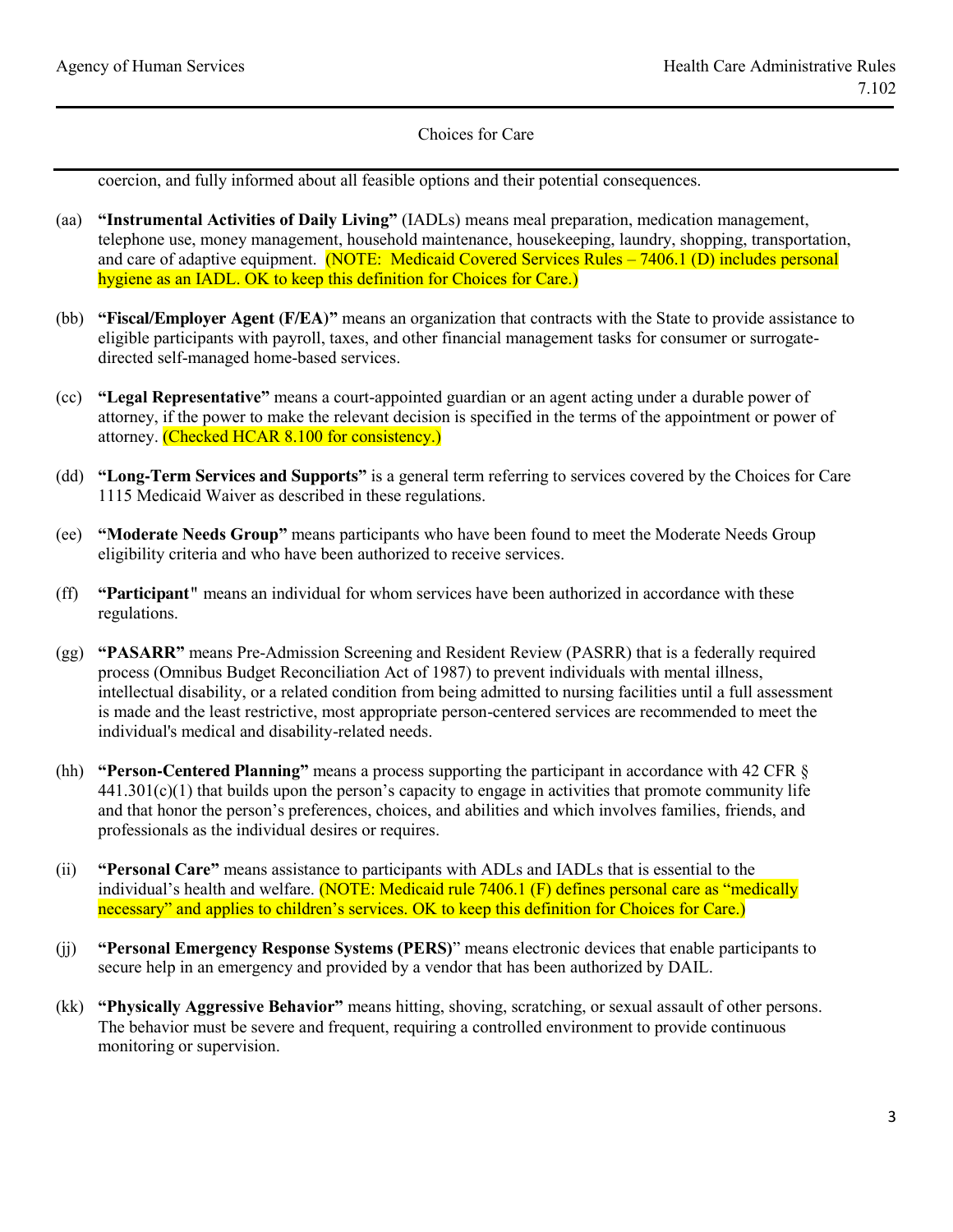coercion, and fully informed about all feasible options and their potential consequences.

(aa) **"Instrumental Activities of Daily Living"** (IADLs) means meal preparation, medication management, telephone use, money management, household maintenance, housekeeping, laundry, shopping, transportation, and care of adaptive equipment. (NOTE: Medicaid Covered Services Rules – 7406.1 (D) includes personal hygiene as an IADL. OK to keep this definition for Choices for Care.)

(bb) **"Fiscal/Employer Agent (F/EA)"** means an organization that contracts with the State to provide assistance to eligible participants with payroll, taxes, and other financial management tasks for consumer or surrogate-directed self-managed home-based services.

(cc) **"Legal Representative"** means a court-appointed guardian or an agent acting under a durable power of attorney, if the power to make the relevant decision is specified in the terms of the appointment or power of attorney. (Checked HCAR 8.100 for consistency.)

(dd) **"Long-Term Services and Supports"** is a general term referring to services covered by the Choices for Care 1115 Medicaid Waiver as described in these regulations.

(ee) **"Moderate Needs Group"** means participants who have been found to meet the Moderate Needs Group eligibility criteria and who have been authorized to receive services.

(ff) **"Participant"** means an individual for whom services have been authorized in accordance with these regulations.

(gg) **"PASARR"** means Pre-Admission Screening and Resident Review (PASRR) that is a federally required process (Omnibus Budget Reconciliation Act of 1987) to prevent individuals with mental illness, intellectual disability, or a related condition from being admitted to nursing facilities until a full assessment is made and the least restrictive, most appropriate person-centered services are recommended to meet the individual's medical and disability-related needs.

(hh) **"Person-Centered Planning"** means a process supporting the participant in accordance with 42 CFR § 441.301(c)(1) that builds upon the person's capacity to engage in activities that promote community life and that honor the person's preferences, choices, and abilities and which involves families, friends, and professionals as the individual desires or requires.

(ii) **"Personal Care"** means assistance to participants with ADLs and IADLs that is essential to the individual's health and welfare. (NOTE: Medicaid rule 7406.1 (F) defines personal care as "medically necessary" and applies to children's services. OK to keep this definition for Choices for Care.)

(jj) **"Personal Emergency Response Systems (PERS)"** means electronic devices that enable participants to secure help in an emergency and provided by a vendor that has been authorized by DAIL.

(kk) **"Physically Aggressive Behavior"** means hitting, shoving, scratching, or sexual assault of other persons. The behavior must be severe and frequent, requiring a controlled environment to provide continuous monitoring or supervision.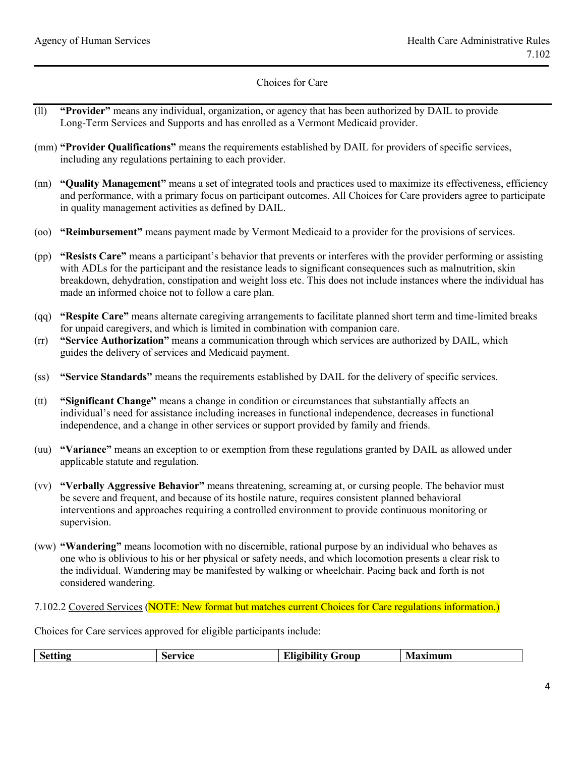Choices for Care

(ll) **"Provider"** means any individual, organization, or agency that has been authorized by DAIL to provide Long-Term Services and Supports and has enrolled as a Vermont Medicaid provider.

(mm) **"Provider Qualifications"** means the requirements established by DAIL for providers of specific services, including any regulations pertaining to each provider.

(nn) **"Quality Management"** means a set of integrated tools and practices used to maximize its effectiveness, efficiency and performance, with a primary focus on participant outcomes. All Choices for Care providers agree to participate in quality management activities as defined by DAIL.

(oo) **"Reimbursement"** means payment made by Vermont Medicaid to a provider for the provisions of services.

(pp) **"Resists Care"** means a participant's behavior that prevents or interferes with the provider performing or assisting with ADLs for the participant and the resistance leads to significant consequences such as malnutrition, skin breakdown, dehydration, constipation and weight loss etc. This does not include instances where the individual has made an informed choice not to follow a care plan.

(qq) **"Respite Care"** means alternate caregiving arrangements to facilitate planned short term and time-limited breaks for unpaid caregivers, and which is limited in combination with companion care.

(rr) **"Service Authorization"** means a communication through which services are authorized by DAIL, which guides the delivery of services and Medicaid payment.

(ss) **"Service Standards"** means the requirements established by DAIL for the delivery of specific services.

(tt) **"Significant Change"** means a change in condition or circumstances that substantially affects an individual's need for assistance including increases in functional independence, decreases in functional independence, and a change in other services or support provided by family and friends.

(uu) **"Variance"** means an exception to or exemption from these regulations granted by DAIL as allowed under applicable statute and regulation.

(vv) **"Verbally Aggressive Behavior"** means threatening, screaming at, or cursing people. The behavior must be severe and frequent, and because of its hostile nature, requires consistent planned behavioral interventions and approaches requiring a controlled environment to provide continuous monitoring or supervision.

(ww) **"Wandering"** means locomotion with no discernible, rational purpose by an individual who behaves as one who is oblivious to his or her physical or safety needs, and which locomotion presents a clear risk to the individual. Wandering may be manifested by walking or wheelchair. Pacing back and forth is not considered wandering.

7.102.2 Covered Services (NOTE: New format but matches current Choices for Care regulations information.)

Choices for Care services approved for eligible participants include:

| **Setting** | **Service** | **Eligibility Group** | **Maximum** |
|---|---|---|---|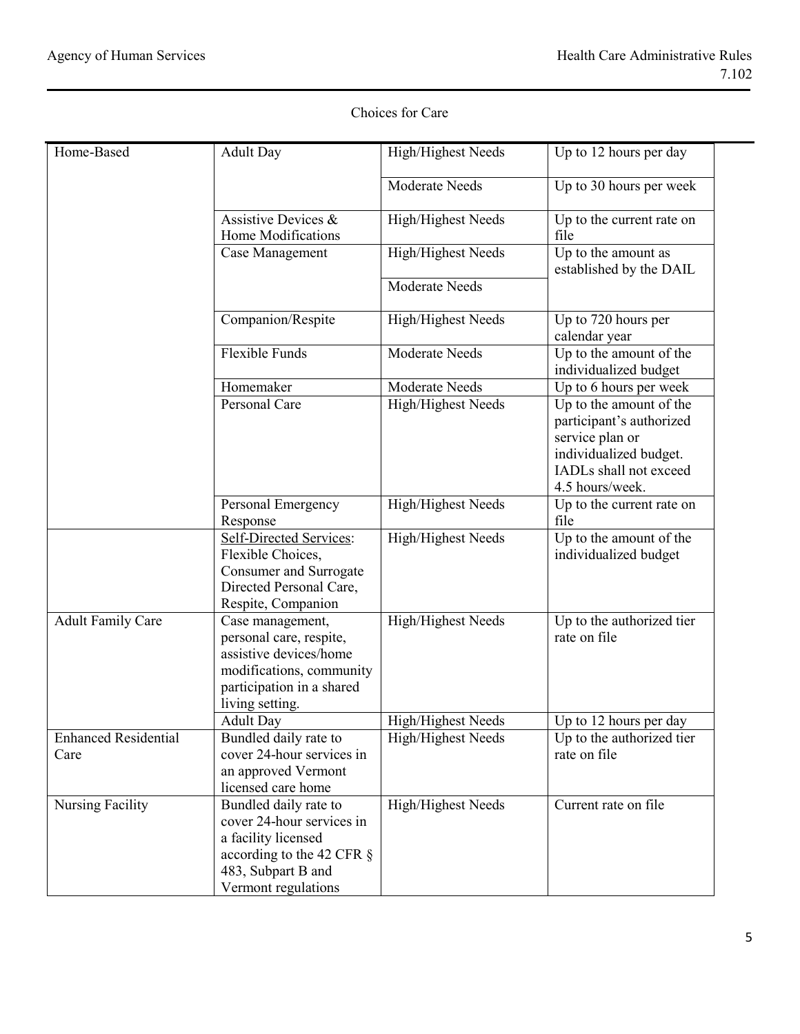Choices for Care

| Home-Based | Adult Day | High/Highest Needs | Up to 12 hours per day |
|---|---|---|---|
| | | Moderate Needs | Up to 30 hours per week |
| | Assistive Devices & Home Modifications | High/Highest Needs | Up to the current rate on file |
| | Case Management | High/Highest Needs | Up to the amount as established by the DAIL |
| | | Moderate Needs | |
| | Companion/Respite | High/Highest Needs | Up to 720 hours per calendar year |
| | Flexible Funds | Moderate Needs | Up to the amount of the individualized budget |
| | Homemaker | Moderate Needs | Up to 6 hours per week |
| | Personal Care | High/Highest Needs | Up to the amount of the participant's authorized service plan or individualized budget. IADLs shall not exceed 4.5 hours/week. |
| | Personal Emergency Response | High/Highest Needs | Up to the current rate on file |
| | Self-Directed Services: Flexible Choices, Consumer and Surrogate Directed Personal Care, Respite, Companion | High/Highest Needs | Up to the amount of the individualized budget |
| Adult Family Care | Case management, personal care, respite, assistive devices/home modifications, community participation in a shared living setting. | High/Highest Needs | Up to the authorized tier rate on file |
| | Adult Day | High/Highest Needs | Up to 12 hours per day |
| Enhanced Residential Care | Bundled daily rate to cover 24-hour services in an approved Vermont licensed care home | High/Highest Needs | Up to the authorized tier rate on file |
| Nursing Facility | Bundled daily rate to cover 24-hour services in a facility licensed according to the 42 CFR § 483, Subpart B and Vermont regulations | High/Highest Needs | Current rate on file |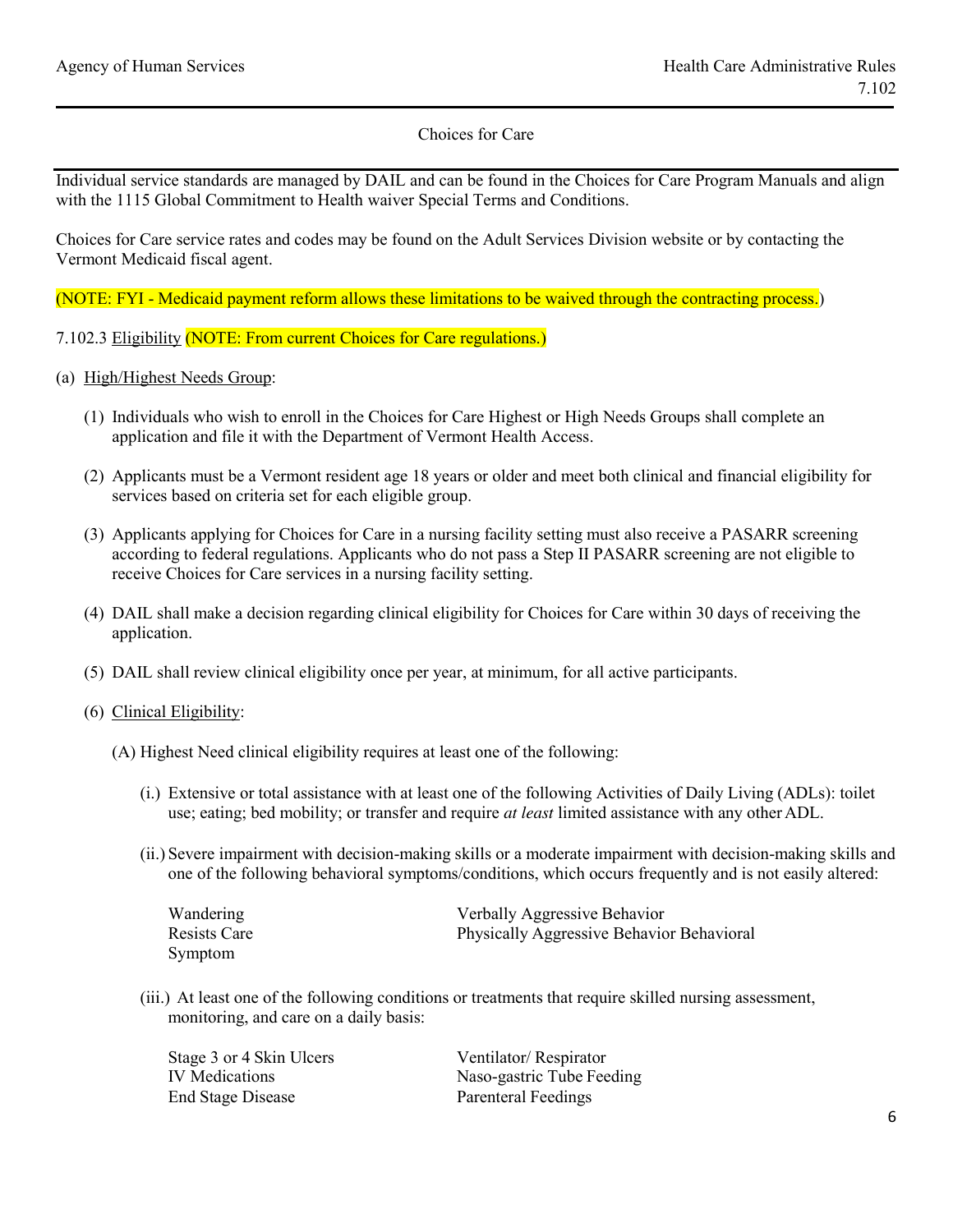Choices for Care

Individual service standards are managed by DAIL and can be found in the Choices for Care Program Manuals and align with the 1115 Global Commitment to Health waiver Special Terms and Conditions.

Choices for Care service rates and codes may be found on the Adult Services Division website or by contacting the Vermont Medicaid fiscal agent.

(NOTE: FYI - Medicaid payment reform allows these limitations to be waived through the contracting process.)

7.102.3 Eligibility (NOTE: From current Choices for Care regulations.)

(a) High/Highest Needs Group:

(1) Individuals who wish to enroll in the Choices for Care Highest or High Needs Groups shall complete an application and file it with the Department of Vermont Health Access.

(2) Applicants must be a Vermont resident age 18 years or older and meet both clinical and financial eligibility for services based on criteria set for each eligible group.

(3) Applicants applying for Choices for Care in a nursing facility setting must also receive a PASARR screening according to federal regulations. Applicants who do not pass a Step II PASARR screening are not eligible to receive Choices for Care services in a nursing facility setting.

(4) DAIL shall make a decision regarding clinical eligibility for Choices for Care within 30 days of receiving the application.

(5) DAIL shall review clinical eligibility once per year, at minimum, for all active participants.

(6) Clinical Eligibility:

(A) Highest Need clinical eligibility requires at least one of the following:

(i.) Extensive or total assistance with at least one of the following Activities of Daily Living (ADLs): toilet use; eating; bed mobility; or transfer and require *at least* limited assistance with any other ADL.

(ii.) Severe impairment with decision-making skills or a moderate impairment with decision-making skills and one of the following behavioral symptoms/conditions, which occurs frequently and is not easily altered:

- Wandering
- Verbally Aggressive Behavior
- Resists Care
- Physically Aggressive Behavior Behavioral Symptom

(iii.) At least one of the following conditions or treatments that require skilled nursing assessment, monitoring, and care on a daily basis:

- Stage 3 or 4 Skin Ulcers
- Ventilator/ Respirator
- IV Medications
- Naso-gastric Tube Feeding
- End Stage Disease
- Parenteral Feedings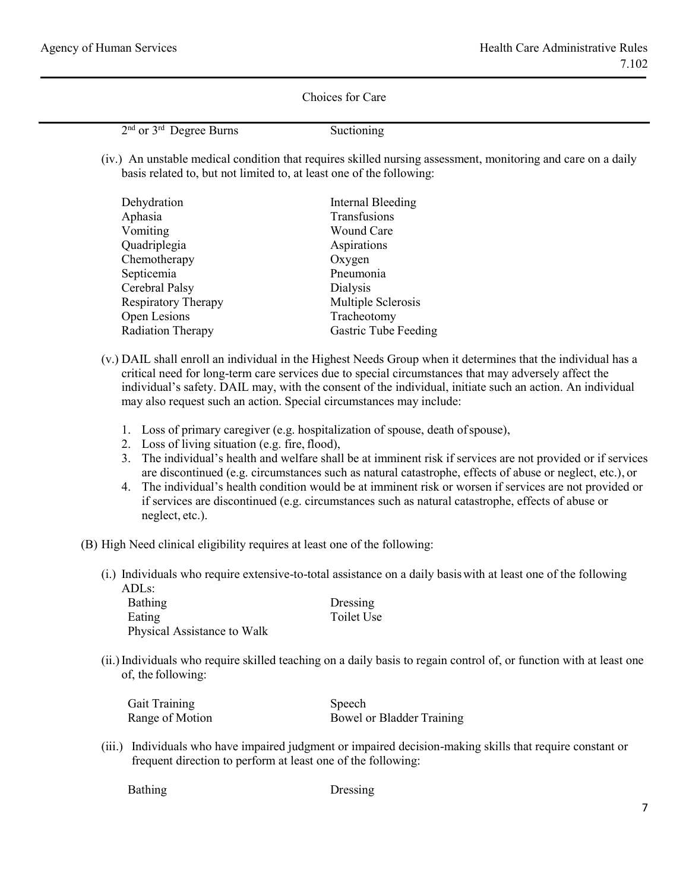2nd or 3rd Degree Burns　　Suctioning

(iv.) An unstable medical condition that requires skilled nursing assessment, monitoring and care on a daily basis related to, but not limited to, at least one of the following:

| | |
|---|---|
| Dehydration | Internal Bleeding |
| Aphasia | Transfusions |
| Vomiting | Wound Care |
| Quadriplegia | Aspirations |
| Chemotherapy | Oxygen |
| Septicemia | Pneumonia |
| Cerebral Palsy | Dialysis |
| Respiratory Therapy | Multiple Sclerosis |
| Open Lesions | Tracheotomy |
| Radiation Therapy | Gastric Tube Feeding |

(v.) DAIL shall enroll an individual in the Highest Needs Group when it determines that the individual has a critical need for long-term care services due to special circumstances that may adversely affect the individual's safety. DAIL may, with the consent of the individual, initiate such an action. An individual may also request such an action. Special circumstances may include:

1. Loss of primary caregiver (e.g. hospitalization of spouse, death of spouse),
2. Loss of living situation (e.g. fire, flood),
3. The individual's health and welfare shall be at imminent risk if services are not provided or if services are discontinued (e.g. circumstances such as natural catastrophe, effects of abuse or neglect, etc.), or
4. The individual's health condition would be at imminent risk or worsen if services are not provided or if services are discontinued (e.g. circumstances such as natural catastrophe, effects of abuse or neglect, etc.).

(B) High Need clinical eligibility requires at least one of the following:

(i.) Individuals who require extensive-to-total assistance on a daily basis with at least one of the following ADLs:

| | |
|---|---|
| Bathing | Dressing |
| Eating | Toilet Use |
| Physical Assistance to Walk | |

(ii.) Individuals who require skilled teaching on a daily basis to regain control of, or function with at least one of, the following:

| | |
|---|---|
| Gait Training | Speech |
| Range of Motion | Bowel or Bladder Training |

(iii.) Individuals who have impaired judgment or impaired decision-making skills that require constant or frequent direction to perform at least one of the following:

| | |
|---|---|
| Bathing | Dressing |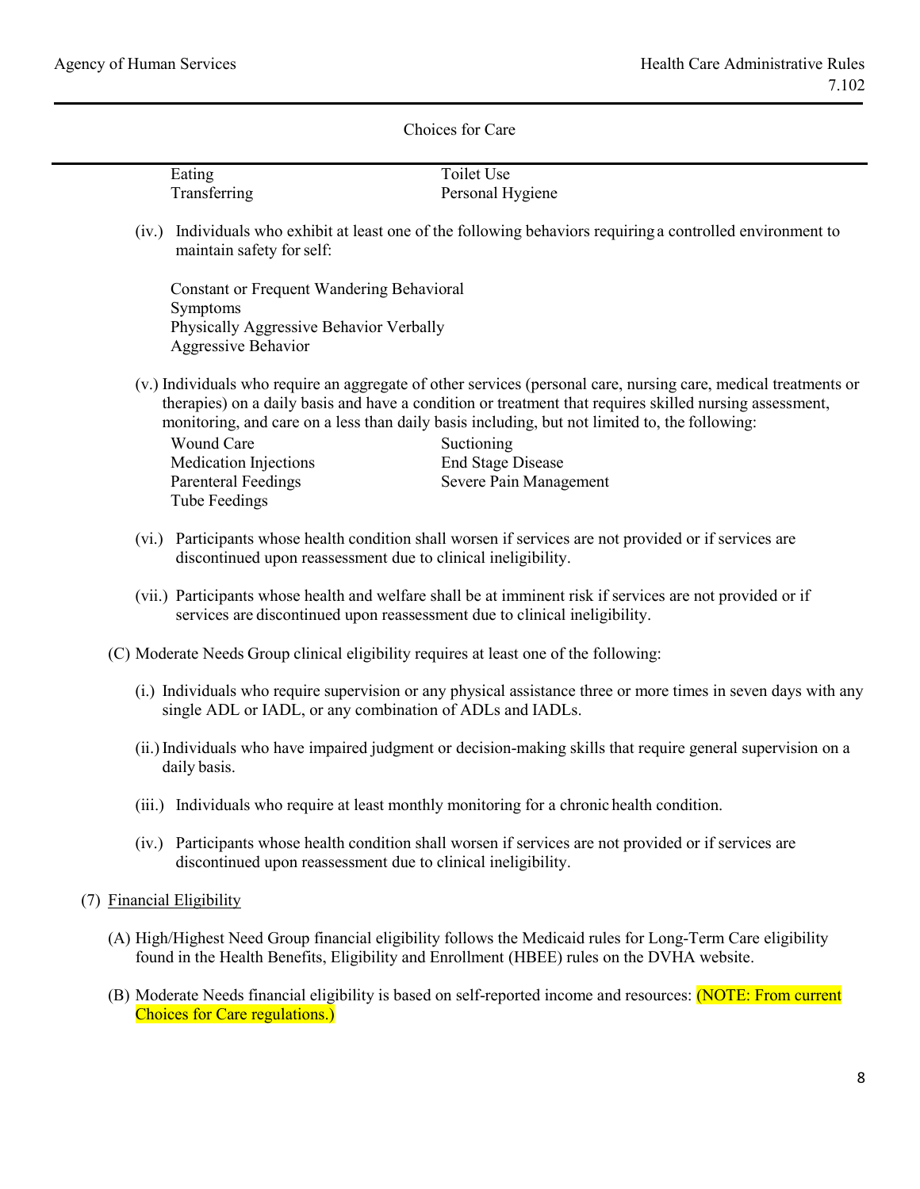Eating Toilet Use
Transferring Personal Hygiene

(iv.) Individuals who exhibit at least one of the following behaviors requiring a controlled environment to maintain safety for self:

Constant or Frequent Wandering Behavioral Symptoms
Physically Aggressive Behavior Verbally Aggressive Behavior

(v.) Individuals who require an aggregate of other services (personal care, nursing care, medical treatments or therapies) on a daily basis and have a condition or treatment that requires skilled nursing assessment, monitoring, and care on a less than daily basis including, but not limited to, the following:

Wound Care Suctioning
Medication Injections End Stage Disease
Parenteral Feedings Severe Pain Management
Tube Feedings

(vi.) Participants whose health condition shall worsen if services are not provided or if services are discontinued upon reassessment due to clinical ineligibility.

(vii.) Participants whose health and welfare shall be at imminent risk if services are not provided or if services are discontinued upon reassessment due to clinical ineligibility.

(C) Moderate Needs Group clinical eligibility requires at least one of the following:

(i.) Individuals who require supervision or any physical assistance three or more times in seven days with any single ADL or IADL, or any combination of ADLs and IADLs.

(ii.) Individuals who have impaired judgment or decision-making skills that require general supervision on a daily basis.

(iii.) Individuals who require at least monthly monitoring for a chronic health condition.

(iv.) Participants whose health condition shall worsen if services are not provided or if services are discontinued upon reassessment due to clinical ineligibility.

(7) <u>Financial Eligibility</u>

(A) High/Highest Need Group financial eligibility follows the Medicaid rules for Long-Term Care eligibility found in the Health Benefits, Eligibility and Enrollment (HBEE) rules on the DVHA website.

(B) Moderate Needs financial eligibility is based on self-reported income and resources: (NOTE: From current Choices for Care regulations.)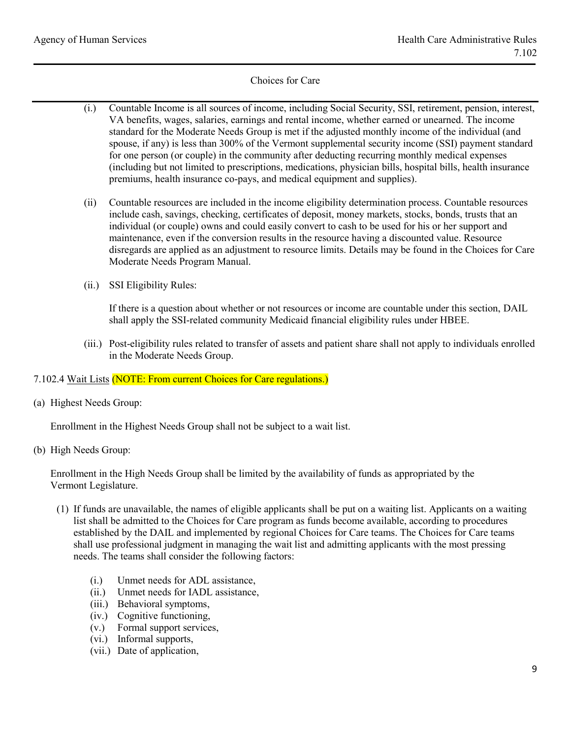(i.) Countable Income is all sources of income, including Social Security, SSI, retirement, pension, interest, VA benefits, wages, salaries, earnings and rental income, whether earned or unearned. The income standard for the Moderate Needs Group is met if the adjusted monthly income of the individual (and spouse, if any) is less than 300% of the Vermont supplemental security income (SSI) payment standard for one person (or couple) in the community after deducting recurring monthly medical expenses (including but not limited to prescriptions, medications, physician bills, hospital bills, health insurance premiums, health insurance co-pays, and medical equipment and supplies).

(ii) Countable resources are included in the income eligibility determination process. Countable resources include cash, savings, checking, certificates of deposit, money markets, stocks, bonds, trusts that an individual (or couple) owns and could easily convert to cash to be used for his or her support and maintenance, even if the conversion results in the resource having a discounted value. Resource disregards are applied as an adjustment to resource limits. Details may be found in the Choices for Care Moderate Needs Program Manual.

(ii.) SSI Eligibility Rules:

If there is a question about whether or not resources or income are countable under this section, DAIL shall apply the SSI-related community Medicaid financial eligibility rules under HBEE.

(iii.) Post-eligibility rules related to transfer of assets and patient share shall not apply to individuals enrolled in the Moderate Needs Group.

7.102.4 Wait Lists (NOTE: From current Choices for Care regulations.)

(a) Highest Needs Group:

Enrollment in the Highest Needs Group shall not be subject to a wait list.

(b) High Needs Group:

Enrollment in the High Needs Group shall be limited by the availability of funds as appropriated by the Vermont Legislature.

(1) If funds are unavailable, the names of eligible applicants shall be put on a waiting list. Applicants on a waiting list shall be admitted to the Choices for Care program as funds become available, according to procedures established by the DAIL and implemented by regional Choices for Care teams. The Choices for Care teams shall use professional judgment in managing the wait list and admitting applicants with the most pressing needs. The teams shall consider the following factors:

(i.) Unmet needs for ADL assistance,
(ii.) Unmet needs for IADL assistance,
(iii.) Behavioral symptoms,
(iv.) Cognitive functioning,
(v.) Formal support services,
(vi.) Informal supports,
(vii.) Date of application,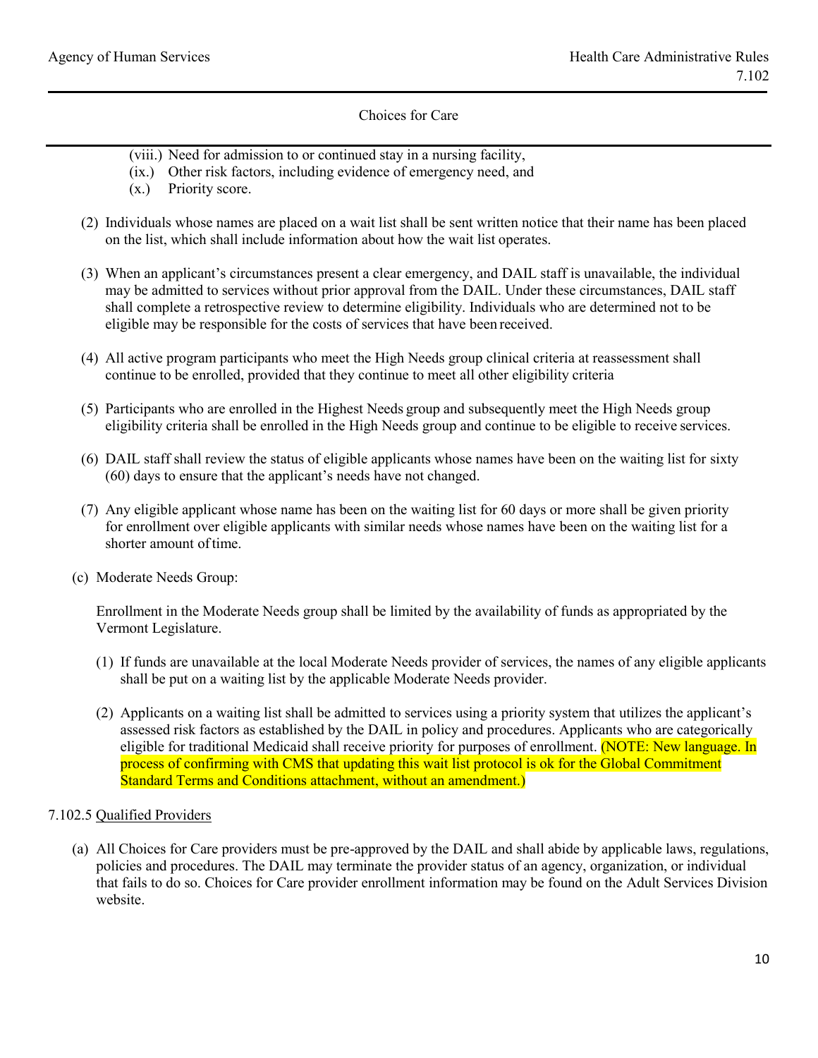(viii.) Need for admission to or continued stay in a nursing facility,
(ix.) Other risk factors, including evidence of emergency need, and
(x.) Priority score.

(2) Individuals whose names are placed on a wait list shall be sent written notice that their name has been placed on the list, which shall include information about how the wait list operates.

(3) When an applicant's circumstances present a clear emergency, and DAIL staff is unavailable, the individual may be admitted to services without prior approval from the DAIL. Under these circumstances, DAIL staff shall complete a retrospective review to determine eligibility. Individuals who are determined not to be eligible may be responsible for the costs of services that have been received.

(4) All active program participants who meet the High Needs group clinical criteria at reassessment shall continue to be enrolled, provided that they continue to meet all other eligibility criteria

(5) Participants who are enrolled in the Highest Needs group and subsequently meet the High Needs group eligibility criteria shall be enrolled in the High Needs group and continue to be eligible to receive services.

(6) DAIL staff shall review the status of eligible applicants whose names have been on the waiting list for sixty (60) days to ensure that the applicant's needs have not changed.

(7) Any eligible applicant whose name has been on the waiting list for 60 days or more shall be given priority for enrollment over eligible applicants with similar needs whose names have been on the waiting list for a shorter amount of time.

(c) Moderate Needs Group:

Enrollment in the Moderate Needs group shall be limited by the availability of funds as appropriated by the Vermont Legislature.

(1) If funds are unavailable at the local Moderate Needs provider of services, the names of any eligible applicants shall be put on a waiting list by the applicable Moderate Needs provider.

(2) Applicants on a waiting list shall be admitted to services using a priority system that utilizes the applicant's assessed risk factors as established by the DAIL in policy and procedures. Applicants who are categorically eligible for traditional Medicaid shall receive priority for purposes of enrollment. (NOTE: New language. In process of confirming with CMS that updating this wait list protocol is ok for the Global Commitment Standard Terms and Conditions attachment, without an amendment.)

7.102.5 Qualified Providers

(a) All Choices for Care providers must be pre-approved by the DAIL and shall abide by applicable laws, regulations, policies and procedures. The DAIL may terminate the provider status of an agency, organization, or individual that fails to do so. Choices for Care provider enrollment information may be found on the Adult Services Division website.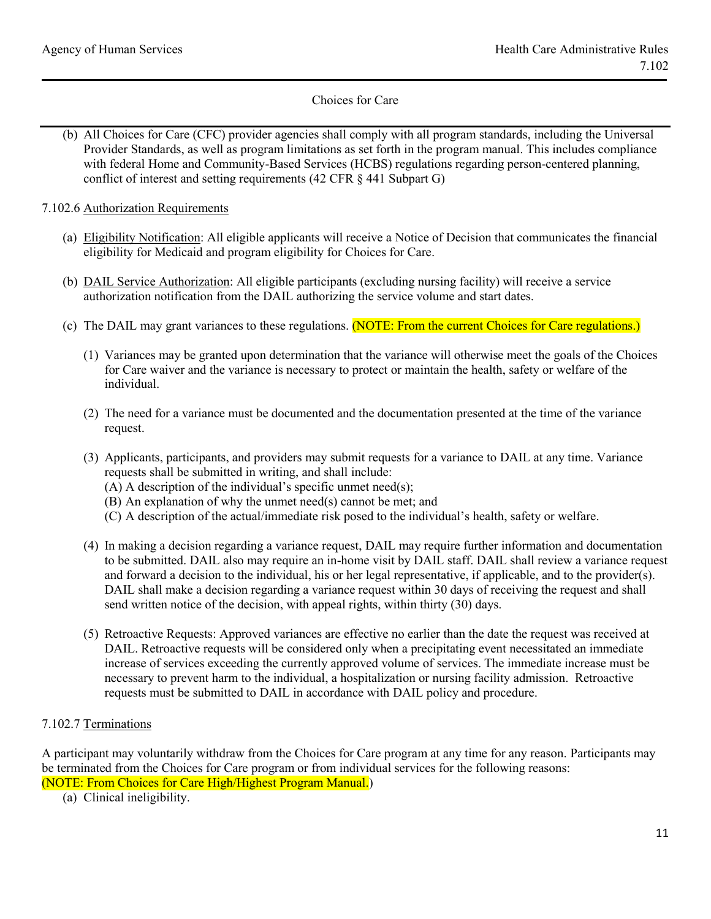(b) All Choices for Care (CFC) provider agencies shall comply with all program standards, including the Universal Provider Standards, as well as program limitations as set forth in the program manual. This includes compliance with federal Home and Community-Based Services (HCBS) regulations regarding person-centered planning, conflict of interest and setting requirements (42 CFR § 441 Subpart G)

7.102.6 Authorization Requirements

(a) Eligibility Notification: All eligible applicants will receive a Notice of Decision that communicates the financial eligibility for Medicaid and program eligibility for Choices for Care.

(b) DAIL Service Authorization: All eligible participants (excluding nursing facility) will receive a service authorization notification from the DAIL authorizing the service volume and start dates.

(c) The DAIL may grant variances to these regulations. (NOTE: From the current Choices for Care regulations.)

(1) Variances may be granted upon determination that the variance will otherwise meet the goals of the Choices for Care waiver and the variance is necessary to protect or maintain the health, safety or welfare of the individual.

(2) The need for a variance must be documented and the documentation presented at the time of the variance request.

(3) Applicants, participants, and providers may submit requests for a variance to DAIL at any time. Variance requests shall be submitted in writing, and shall include:
(A) A description of the individual's specific unmet need(s);
(B) An explanation of why the unmet need(s) cannot be met; and
(C) A description of the actual/immediate risk posed to the individual's health, safety or welfare.

(4) In making a decision regarding a variance request, DAIL may require further information and documentation to be submitted. DAIL also may require an in-home visit by DAIL staff. DAIL shall review a variance request and forward a decision to the individual, his or her legal representative, if applicable, and to the provider(s). DAIL shall make a decision regarding a variance request within 30 days of receiving the request and shall send written notice of the decision, with appeal rights, within thirty (30) days.

(5) Retroactive Requests: Approved variances are effective no earlier than the date the request was received at DAIL. Retroactive requests will be considered only when a precipitating event necessitated an immediate increase of services exceeding the currently approved volume of services. The immediate increase must be necessary to prevent harm to the individual, a hospitalization or nursing facility admission. Retroactive requests must be submitted to DAIL in accordance with DAIL policy and procedure.

7.102.7 Terminations

A participant may voluntarily withdraw from the Choices for Care program at any time for any reason. Participants may be terminated from the Choices for Care program or from individual services for the following reasons:
(NOTE: From Choices for Care High/Highest Program Manual.)

(a) Clinical ineligibility.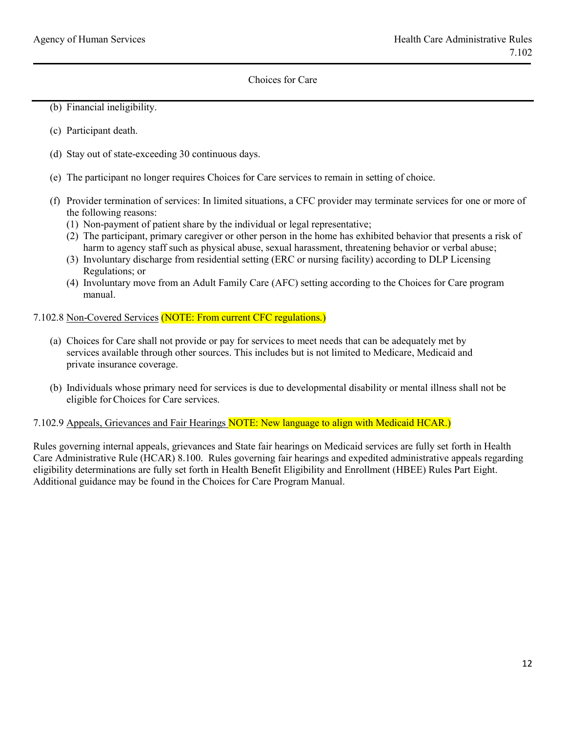(b) Financial ineligibility.

(c) Participant death.

(d) Stay out of state-exceeding 30 continuous days.

(e) The participant no longer requires Choices for Care services to remain in setting of choice.

(f) Provider termination of services: In limited situations, a CFC provider may terminate services for one or more of the following reasons:
   (1) Non-payment of patient share by the individual or legal representative;
   (2) The participant, primary caregiver or other person in the home has exhibited behavior that presents a risk of harm to agency staff such as physical abuse, sexual harassment, threatening behavior or verbal abuse;
   (3) Involuntary discharge from residential setting (ERC or nursing facility) according to DLP Licensing Regulations; or
   (4) Involuntary move from an Adult Family Care (AFC) setting according to the Choices for Care program manual.

7.102.8 Non-Covered Services (NOTE: From current CFC regulations.)

(a) Choices for Care shall not provide or pay for services to meet needs that can be adequately met by services available through other sources. This includes but is not limited to Medicare, Medicaid and private insurance coverage.

(b) Individuals whose primary need for services is due to developmental disability or mental illness shall not be eligible for Choices for Care services.

7.102.9 Appeals, Grievances and Fair Hearings NOTE: New language to align with Medicaid HCAR.)

Rules governing internal appeals, grievances and State fair hearings on Medicaid services are fully set forth in Health Care Administrative Rule (HCAR) 8.100. Rules governing fair hearings and expedited administrative appeals regarding eligibility determinations are fully set forth in Health Benefit Eligibility and Enrollment (HBEE) Rules Part Eight. Additional guidance may be found in the Choices for Care Program Manual.